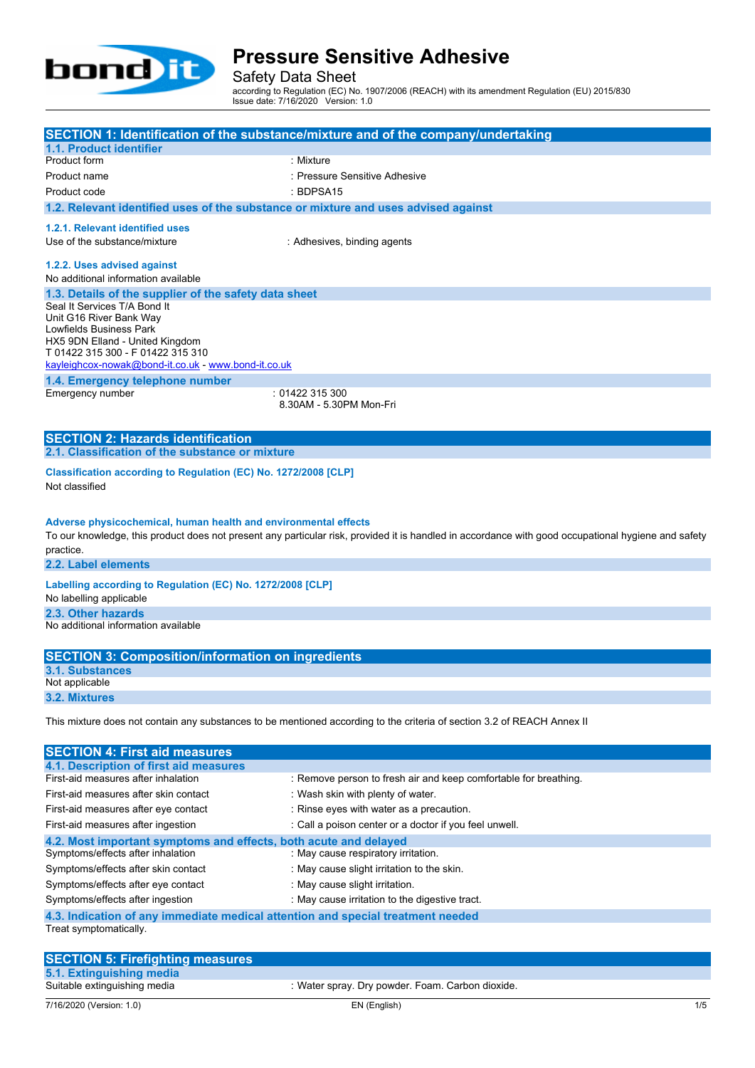# Pressure Sensitive Adhesive

Safety Data Sheet

according to Regulation (EC) No. 1907/2006 (REACH) with its amendment Regulation (EU) 2015/830
Issue date: 7/16/2020 Version: 1.0

## SECTION 1: Identification of the substance/mixture and of the company/undertaking

### 1.1. Product identifier

| | |
|---|---|
| Product form | : Mixture |
| Product name | : Pressure Sensitive Adhesive |
| Product code | : BDPSA15 |

### 1.2. Relevant identified uses of the substance or mixture and uses advised against

#### 1.2.1. Relevant identified uses

| | |
|---|---|
| Use of the substance/mixture | : Adhesives, binding agents |

#### 1.2.2. Uses advised against

No additional information available

### 1.3. Details of the supplier of the safety data sheet

Seal It Services T/A Bond It
Unit G16 River Bank Way
Lowfields Business Park
HX5 9DN Elland - United Kingdom
T 01422 315 300 - F 01422 315 310
kayleighcox-nowak@bond-it.co.uk - www.bond-it.co.uk

### 1.4. Emergency telephone number

| | |
|---|---|
| Emergency number | : 01422 315 300<br>8.30AM - 5.30PM Mon-Fri |

## SECTION 2: Hazards identification

### 2.1. Classification of the substance or mixture

**Classification according to Regulation (EC) No. 1272/2008 [CLP]**

Not classified

**Adverse physicochemical, human health and environmental effects**

To our knowledge, this product does not present any particular risk, provided it is handled in accordance with good occupational hygiene and safety practice.

### 2.2. Label elements

**Labelling according to Regulation (EC) No. 1272/2008 [CLP]**

No labelling applicable

### 2.3. Other hazards

No additional information available

## SECTION 3: Composition/information on ingredients

### 3.1. Substances

Not applicable

### 3.2. Mixtures

This mixture does not contain any substances to be mentioned according to the criteria of section 3.2 of REACH Annex II

## SECTION 4: First aid measures

### 4.1. Description of first aid measures

| | |
|---|---|
| First-aid measures after inhalation | : Remove person to fresh air and keep comfortable for breathing. |
| First-aid measures after skin contact | : Wash skin with plenty of water. |
| First-aid measures after eye contact | : Rinse eyes with water as a precaution. |
| First-aid measures after ingestion | : Call a poison center or a doctor if you feel unwell. |

### 4.2. Most important symptoms and effects, both acute and delayed

| | |
|---|---|
| Symptoms/effects after inhalation | : May cause respiratory irritation. |
| Symptoms/effects after skin contact | : May cause slight irritation to the skin. |
| Symptoms/effects after eye contact | : May cause slight irritation. |
| Symptoms/effects after ingestion | : May cause irritation to the digestive tract. |

### 4.3. Indication of any immediate medical attention and special treatment needed

Treat symptomatically.

## SECTION 5: Firefighting measures

### 5.1. Extinguishing media

| | |
|---|---|
| Suitable extinguishing media | : Water spray. Dry powder. Foam. Carbon dioxide. |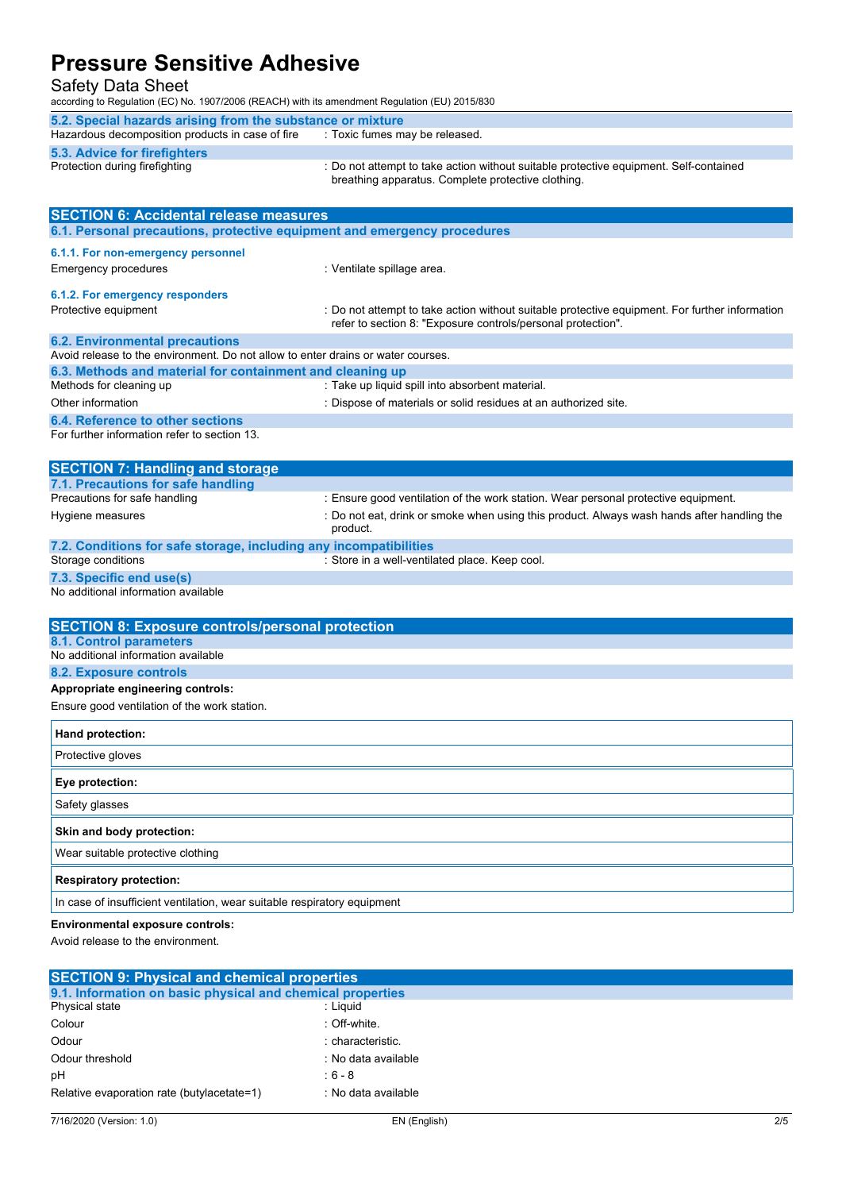### 5.2. Special hazards arising from the substance or mixture

Hazardous decomposition products in case of fire : Toxic fumes may be released.

### 5.3. Advice for firefighters

Protection during firefighting : Do not attempt to take action without suitable protective equipment. Self-contained breathing apparatus. Complete protective clothing.

## SECTION 6: Accidental release measures

### 6.1. Personal precautions, protective equipment and emergency procedures

#### 6.1.1. For non-emergency personnel

Emergency procedures : Ventilate spillage area.

#### 6.1.2. For emergency responders

Protective equipment : Do not attempt to take action without suitable protective equipment. For further information refer to section 8: "Exposure controls/personal protection".

### 6.2. Environmental precautions

Avoid release to the environment. Do not allow to enter drains or water courses.

### 6.3. Methods and material for containment and cleaning up

Methods for cleaning up : Take up liquid spill into absorbent material.

Other information : Dispose of materials or solid residues at an authorized site.

### 6.4. Reference to other sections

For further information refer to section 13.

## SECTION 7: Handling and storage

### 7.1. Precautions for safe handling

Precautions for safe handling : Ensure good ventilation of the work station. Wear personal protective equipment.

Hygiene measures : Do not eat, drink or smoke when using this product. Always wash hands after handling the product.

### 7.2. Conditions for safe storage, including any incompatibilities

Storage conditions : Store in a well-ventilated place. Keep cool.

### 7.3. Specific end use(s)

No additional information available

## SECTION 8: Exposure controls/personal protection

### 8.1. Control parameters

No additional information available

### 8.2. Exposure controls

**Appropriate engineering controls:**

Ensure good ventilation of the work station.

**Hand protection:**

Protective gloves

**Eye protection:**

Safety glasses

**Skin and body protection:**

Wear suitable protective clothing

**Respiratory protection:**

In case of insufficient ventilation, wear suitable respiratory equipment

**Environmental exposure controls:**

Avoid release to the environment.

## SECTION 9: Physical and chemical properties

### 9.1. Information on basic physical and chemical properties

| | |
|---|---|
| Physical state | : Liquid |
| Colour | : Off-white. |
| Odour | : characteristic. |
| Odour threshold | : No data available |
| pH | : 6 - 8 |
| Relative evaporation rate (butylacetate=1) | : No data available |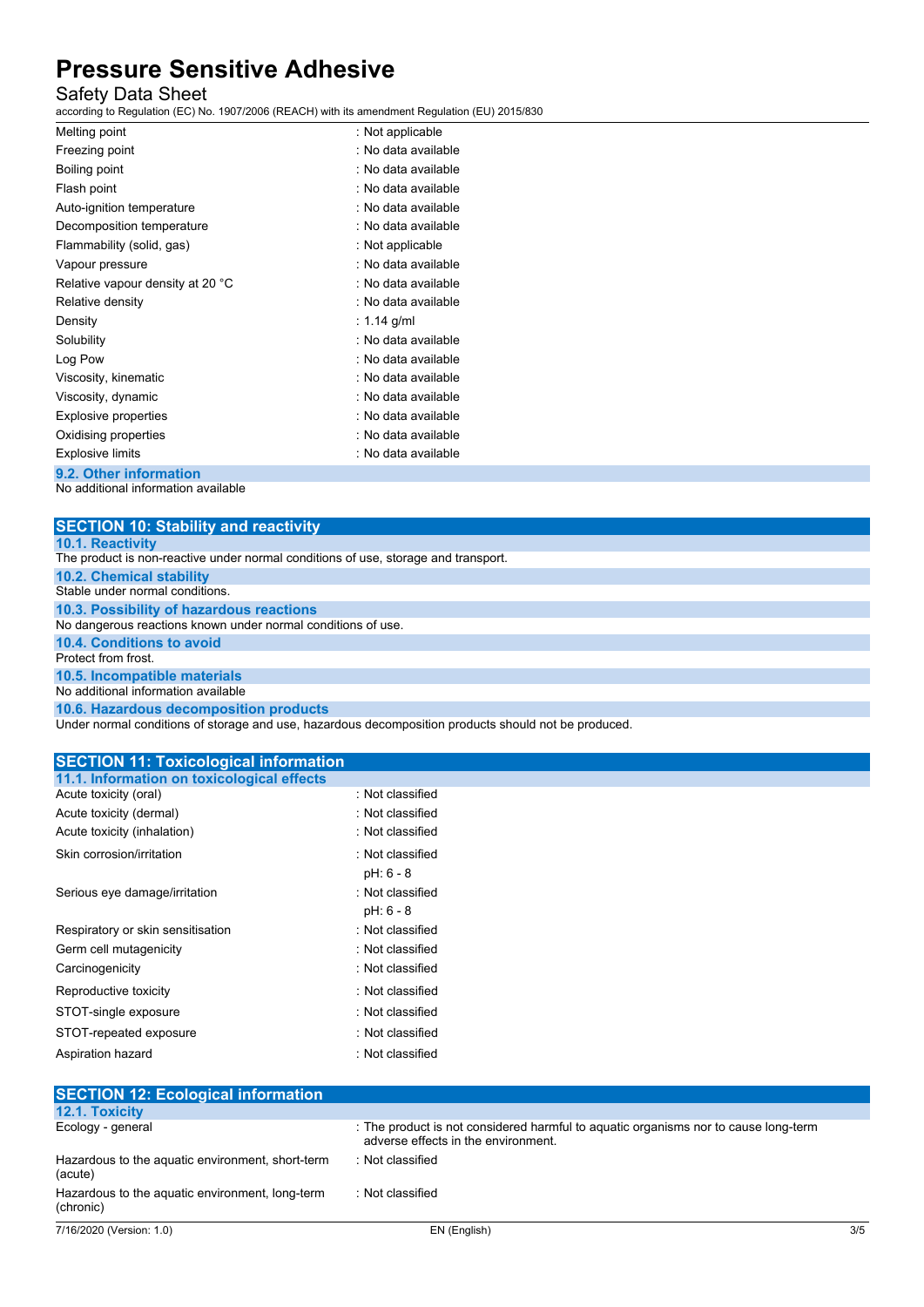| | |
|---|---|
| Melting point | : Not applicable |
| Freezing point | : No data available |
| Boiling point | : No data available |
| Flash point | : No data available |
| Auto-ignition temperature | : No data available |
| Decomposition temperature | : No data available |
| Flammability (solid, gas) | : Not applicable |
| Vapour pressure | : No data available |
| Relative vapour density at 20 °C | : No data available |
| Relative density | : No data available |
| Density | : 1.14 g/ml |
| Solubility | : No data available |
| Log Pow | : No data available |
| Viscosity, kinematic | : No data available |
| Viscosity, dynamic | : No data available |
| Explosive properties | : No data available |
| Oxidising properties | : No data available |
| Explosive limits | : No data available |

### 9.2. Other information

No additional information available

## SECTION 10: Stability and reactivity

### 10.1. Reactivity

The product is non-reactive under normal conditions of use, storage and transport.

### 10.2. Chemical stability

Stable under normal conditions.

### 10.3. Possibility of hazardous reactions

No dangerous reactions known under normal conditions of use.

### 10.4. Conditions to avoid

Protect from frost.

### 10.5. Incompatible materials

No additional information available

### 10.6. Hazardous decomposition products

Under normal conditions of storage and use, hazardous decomposition products should not be produced.

## SECTION 11: Toxicological information

### 11.1. Information on toxicological effects

| | |
|---|---|
| Acute toxicity (oral) | : Not classified |
| Acute toxicity (dermal) | : Not classified |
| Acute toxicity (inhalation) | : Not classified |
| Skin corrosion/irritation | : Not classified<br>pH: 6 - 8 |
| Serious eye damage/irritation | : Not classified<br>pH: 6 - 8 |
| Respiratory or skin sensitisation | : Not classified |
| Germ cell mutagenicity | : Not classified |
| Carcinogenicity | : Not classified |
| Reproductive toxicity | : Not classified |
| STOT-single exposure | : Not classified |
| STOT-repeated exposure | : Not classified |
| Aspiration hazard | : Not classified |

## SECTION 12: Ecological information

### 12.1. Toxicity

| | |
|---|---|
| Ecology - general | : The product is not considered harmful to aquatic organisms nor to cause long-term adverse effects in the environment. |
| Hazardous to the aquatic environment, short-term (acute) | : Not classified |
| Hazardous to the aquatic environment, long-term (chronic) | : Not classified |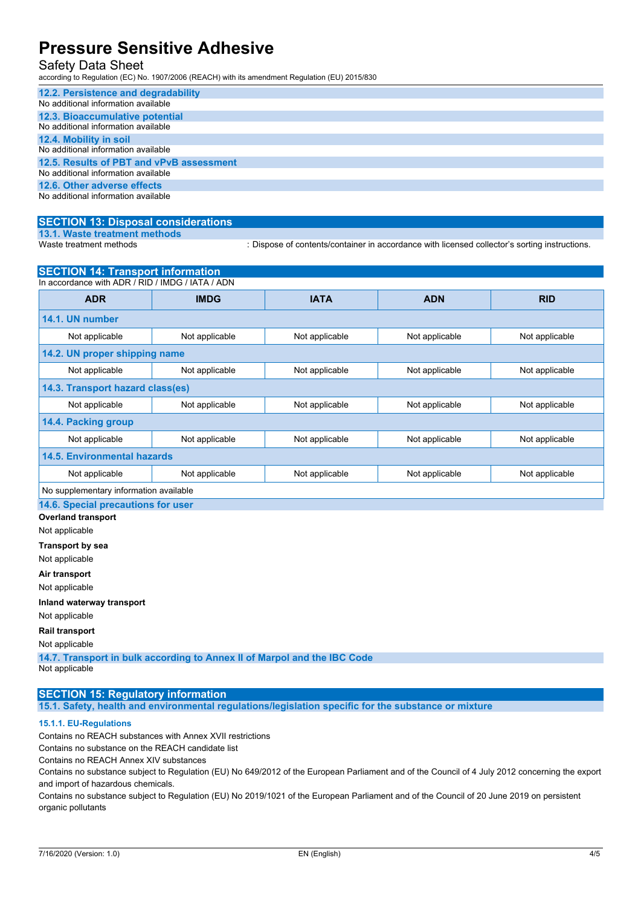### 12.2. Persistence and degradability

No additional information available

### 12.3. Bioaccumulative potential

No additional information available

### 12.4. Mobility in soil

No additional information available

### 12.5. Results of PBT and vPvB assessment

No additional information available

### 12.6. Other adverse effects

No additional information available

## SECTION 13: Disposal considerations

### 13.1. Waste treatment methods

Waste treatment methods : Dispose of contents/container in accordance with licensed collector's sorting instructions.

## SECTION 14: Transport information

In accordance with ADR / RID / IMDG / IATA / ADN

| ADR | IMDG | IATA | ADN | RID |
|---|---|---|---|---|
| **14.1. UN number** | | | | |
| Not applicable | Not applicable | Not applicable | Not applicable | Not applicable |
| **14.2. UN proper shipping name** | | | | |
| Not applicable | Not applicable | Not applicable | Not applicable | Not applicable |
| **14.3. Transport hazard class(es)** | | | | |
| Not applicable | Not applicable | Not applicable | Not applicable | Not applicable |
| **14.4. Packing group** | | | | |
| Not applicable | Not applicable | Not applicable | Not applicable | Not applicable |
| **14.5. Environmental hazards** | | | | |
| Not applicable | Not applicable | Not applicable | Not applicable | Not applicable |
| No supplementary information available | | | | |

### 14.6. Special precautions for user

**Overland transport**

Not applicable

**Transport by sea**

Not applicable

**Air transport**

Not applicable

**Inland waterway transport**

Not applicable

**Rail transport**

Not applicable

### 14.7. Transport in bulk according to Annex II of Marpol and the IBC Code

Not applicable

## SECTION 15: Regulatory information

### 15.1. Safety, health and environmental regulations/legislation specific for the substance or mixture

#### 15.1.1. EU-Regulations

Contains no REACH substances with Annex XVII restrictions

Contains no substance on the REACH candidate list

Contains no REACH Annex XIV substances

Contains no substance subject to Regulation (EU) No 649/2012 of the European Parliament and of the Council of 4 July 2012 concerning the export and import of hazardous chemicals.

Contains no substance subject to Regulation (EU) No 2019/1021 of the European Parliament and of the Council of 20 June 2019 on persistent organic pollutants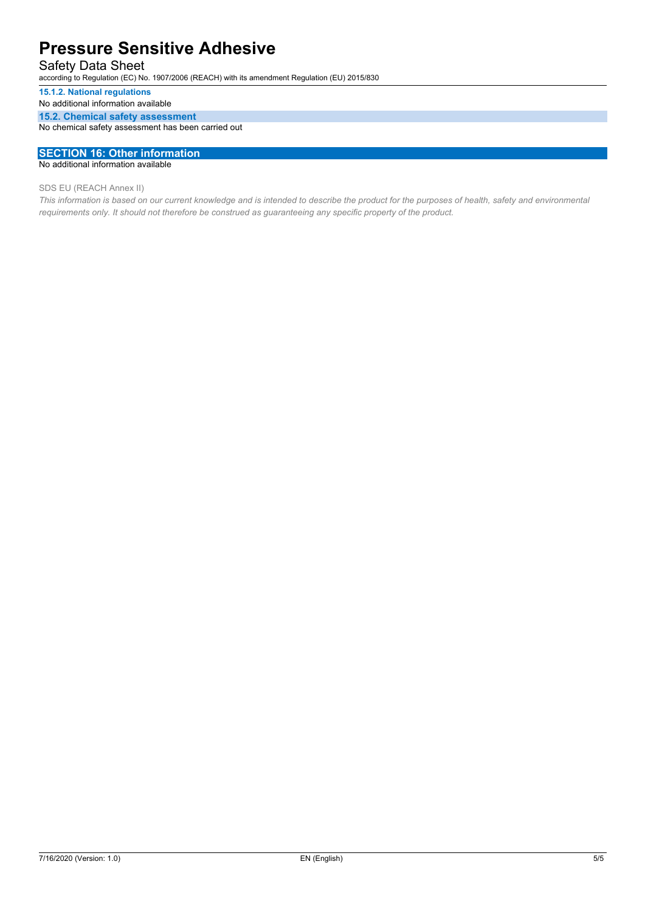#### 15.1.2. National regulations

No additional information available

### 15.2. Chemical safety assessment

No chemical safety assessment has been carried out

## SECTION 16: Other information

No additional information available

SDS EU (REACH Annex II)

*This information is based on our current knowledge and is intended to describe the product for the purposes of health, safety and environmental requirements only. It should not therefore be construed as guaranteeing any specific property of the product.*